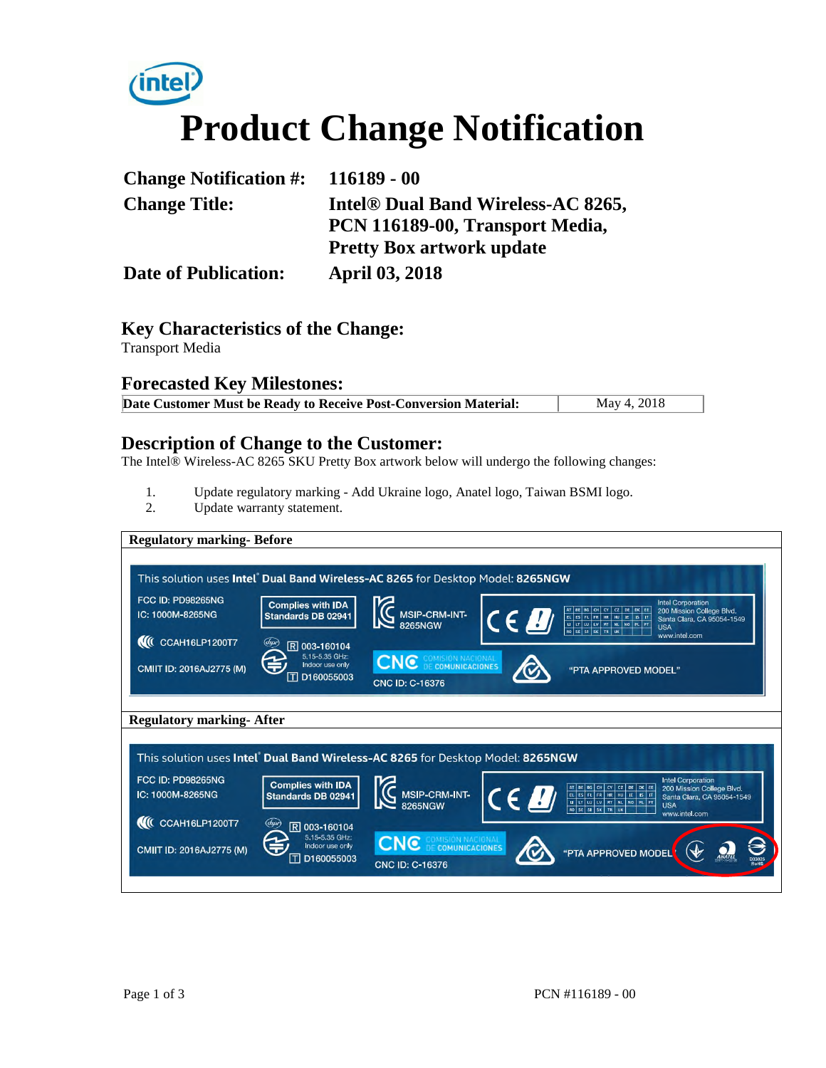# Product Change Notification

| | |
|---|---|
| **Change Notification #:** | **116189 - 00** |
| **Change Title:** | **Intel® Dual Band Wireless-AC 8265, PCN 116189-00, Transport Media, Pretty Box artwork update** |
| **Date of Publication:** | **April 03, 2018** |

## Key Characteristics of the Change:

Transport Media

## Forecasted Key Milestones:

| **Date Customer Must be Ready to Receive Post-Conversion Material:** | May 4, 2018 |
|---|---|

## Description of Change to the Customer:

The Intel® Wireless-AC 8265 SKU Pretty Box artwork below will undergo the following changes:

1. Update regulatory marking - Add Ukraine logo, Anatel logo, Taiwan BSMI logo.
2. Update warranty statement.

**Regulatory marking- Before**

This solution uses Intel® Dual Band Wireless-AC 8265 for Desktop Model: 8265NGW

FCC ID: PD98265NG
IC: 1000M-8265NG
CCAH16LP1200T7
CMIIT ID: 2016AJ2775 (M)

Complies with IDA Standards DB 02941

R 003-160104
5.15-5.35 GHz: Indoor use only
T D160055003

MSIP-CRM-INT-8265NGW

CNC COMISION NACIONAL DE COMUNICACIONES
CNC ID: C-16376

AT BE BG CH CY CZ DE DK EE EL ES FI FR HR HU IE IS IT LI LT LU LV MT NL NO PL PT RO SE SI SK TR UK

Intel Corporation
2200 Mission College Blvd.
Santa Clara, CA 95054-1549
USA
www.intel.com

"PTA APPROVED MODEL"

**Regulatory marking- After**

This solution uses Intel® Dual Band Wireless-AC 8265 for Desktop Model: 8265NGW

FCC ID: PD98265NG
IC: 1000M-8265NG
CCAH16LP1200T7
CMIIT ID: 2016AJ2775 (M)

Complies with IDA Standards DB 02941

R 003-160104
5.15-5.35 GHz: Indoor use only
T D160055003

MSIP-CRM-INT-8265NGW

CNC COMISION NACIONAL DE COMUNICACIONES
CNC ID: C-16376

AT BE BG CH CY CZ DE DK EE EL ES FI FR HR HU IE IS IT LI LT LU LV MT NL NO PL PT RO SE SI SK TR UK

Intel Corporation
2200 Mission College Blvd.
Santa Clara, CA 95054-1549
USA
www.intel.com

"PTA APPROVED MODEL"

ANATEL

D33025 RoHS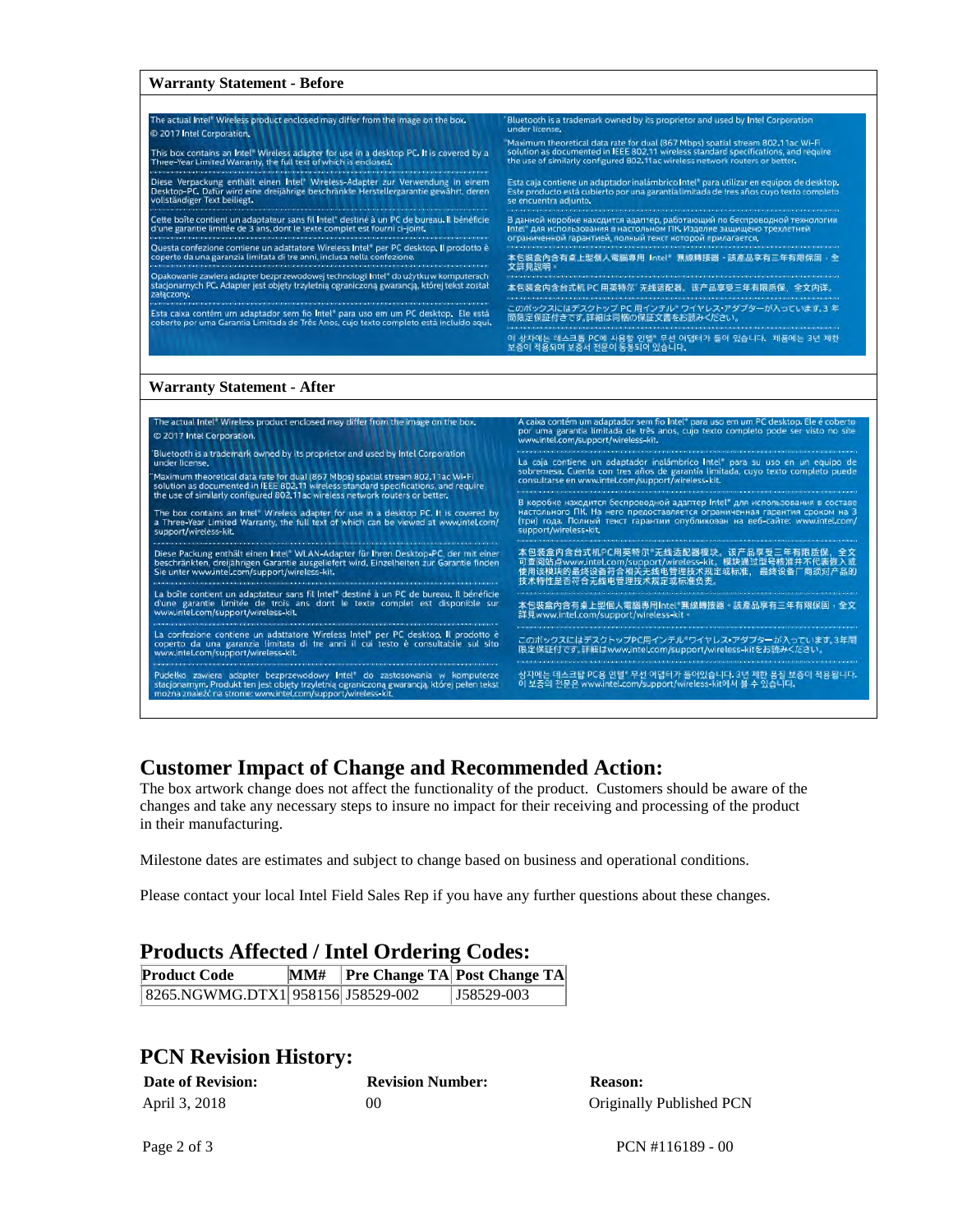**Warranty Statement - Before**

The actual Intel® Wireless product enclosed may differ from the image on the box.
© 2017 Intel Corporation.

This box contains an Intel® Wireless adapter for use in a desktop PC. It is covered by a Three-Year Limited Warranty, the full text of which is enclosed.

Diese Verpackung enthält einen Intel® Wireless-Adapter zur Verwendung in einem Desktop-PC. Dafür wird eine dreijährige beschränkte Herstellergarantie gewährt, deren vollständiger Text beiliegt.

Cette boîte contient un adaptateur sans fil Intel® destiné à un PC de bureau. Il bénéficie d'une garantie limitée de 3 ans, dont le texte complet est fourni ci-joint.

Questa confezione contiene un adattatore Wireless Intel® per PC desktop. Il prodotto è coperto da una garanzia limitata di tre anni, inclusa nella confezione.

Opakowanie zawiera adapter bezprzewodowej technologii Intel® do użytku w komputerach stacjonarnych PC. Adapter jest objęty trzyletnią ograniczoną gwarancją, której tekst został załączony.

Esta caixa contém um adaptador sem fio Intel® para uso em um PC desktop. Ele está coberto por uma Garantia Limitada de Três Anos, cujo texto completo está incluído aqui.

Bluetooth is a trademark owned by its proprietor and used by Intel Corporation under license.

Maximum theoretical data rate for dual (867 Mbps) spatial stream 802.11ac Wi-Fi solution as documented in IEEE 802.11 wireless standard specifications, and require the use of similarly configured 802.11ac wireless network routers or better.

Esta caja contiene un adaptador inalámbrico Intel® para utilizar en equipos de desktop. Este producto está cubierto por una garantía limitada de tres años cuyo texto completo se encuentra adjunto.

В данной коробке находится адаптер, работающий по беспроводной технологии Intel® для использования в настольном ПК. Изделие защищено трехлетней ограниченной гарантией, полный текст которой прилагается.

本包裝盒內含有桌上型個人電腦專用 Intel® 無線轉接器。該產品享有三年有限保固。全文詳見說明。

本包装盒内含台式机 PC 用英特尔® 无线适配器。该产品享受三年有限质保，全文内详。

このボックスにはデスクトップ PC 用インテル® ワイヤレス・アダプターが入っています。3 年間限定保証付きです。詳細は同梱の保証文書をお読みください。

이 상자에는 데스크톱 PC에 사용할 인텔® 무선 어댑터가 들어 있습니다. 제품에는 3년 제한 보증이 적용되며 보증서 전문이 동봉되어 있습니다.

**Warranty Statement - After**

The actual Intel® Wireless product enclosed may differ from the image on the box.
© 2017 Intel Corporation.

Bluetooth is a trademark owned by its proprietor and used by Intel Corporation under license.

Maximum theoretical data rate for dual (867 Mbps) spatial stream 802.11ac Wi-Fi solution as documented in IEEE 802.11 wireless standard specifications, and require the use of similarly configured 802.11ac wireless network routers or better.

The box contains an Intel® Wireless adapter for use in a desktop PC. It is covered by a Three-Year Limited Warranty, the full text of which can be viewed at www.intel.com/support/wireless-kit.

Diese Packung enthält einen Intel® WLAN-Adapter für Ihren Desktop-PC, der mit einer beschränkten, dreijährigen Garantie ausgeliefert wird. Einzelheiten zur Garantie finden Sie unter www.intel.com/support/wireless-kit.

La boîte contient un adaptateur sans fil Intel® destiné à un PC de bureau. Il bénéficie d'une garantie limitée de trois ans dont le texte complet est disponible sur www.intel.com/support/wireless-kit.

La confezione contiene un adattatore Wireless Intel® per PC desktop. Il prodotto è coperto da una garanzia limitata di tre anni il cui testo è consultabile sul sito www.intel.com/support/wireless-kit.

Pudełko zawiera adapter bezprzewodowy Intel® do zastosowania w komputerze stacjonarnym. Produkt ten jest objęty trzyletnią ograniczoną gwarancją, której pełen tekst można znaleźć na stronie: www.intel.com/support/wireless-kit.

A caixa contém um adaptador sem fio Intel® para uso em um PC desktop. Ele é coberto por uma garantia limitada de três anos, cujo texto completo pode ser visto no site www.intel.com/support/wireless-kit.

La caja contiene un adaptador inalámbrico Intel® para su uso en un equipo de sobremesa. Cuenta con tres años de garantía limitada, cuyo texto completo puede consultarse en www.intel.com/support/wireless-kit.

В коробке находится беспроводной адаптер Intel® для использования в составе настольного ПК. На него предоставляется ограниченная гарантия сроком на 3 (три) года. Полный текст гарантии опубликован на веб-сайте: www.intel.com/support/wireless-kit.

本包装盒内含台式机PC用英特尔®无线适配器模块。该产品享受三年有限质保，全文可查阅站点www.intel.com/support/wireless-kit。模块通过型号核准并不代表嵌入或使用该模块的最终设备符合相关无线电管理技术规定或标准，最终设备厂商须对产品的技术特性是否符合无线电管理技术规定或标准负责。

本包裝盒內含有桌上型個人電腦專用Intel®無線轉接器。該產品享有三年有限保固，全文詳見www.intel.com/support/wireless-kit。

このボックスにはデスクトップPC用インテル®ワイヤレス・アダプターが入っています。3年間限定保証付です。詳細はwww.intel.com/support/wireless-kitをお読みください。

상자에는 데스크탑 PC용 인텔® 무선 어댑터가 들어있습니다. 3년 제한 품질 보증이 적용됩니다. 이 보증의 전문은 www.intel.com/support/wireless-kit에서 볼 수 있습니다.

## Customer Impact of Change and Recommended Action:

The box artwork change does not affect the functionality of the product. Customers should be aware of the changes and take any necessary steps to insure no impact for their receiving and processing of the product in their manufacturing.

Milestone dates are estimates and subject to change based on business and operational conditions.

Please contact your local Intel Field Sales Rep if you have any further questions about these changes.

## Products Affected / Intel Ordering Codes:

| Product Code | MM# | Pre Change TA | Post Change TA |
|---|---|---|---|
| 8265.NGWMG.DTX1 | 958156 | J58529-002 | J58529-003 |

## PCN Revision History:

| Date of Revision: | Revision Number: | Reason: |
|---|---|---|
| April 3, 2018 | 00 | Originally Published PCN |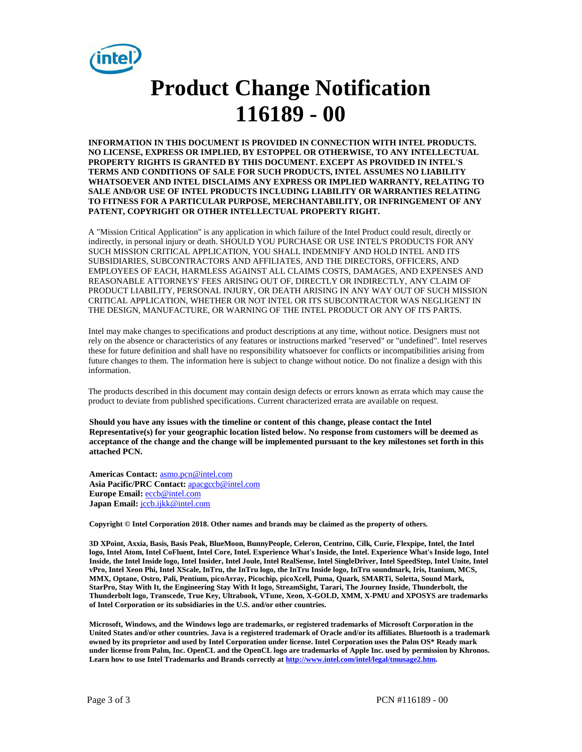# Product Change Notification 116189 - 00

**INFORMATION IN THIS DOCUMENT IS PROVIDED IN CONNECTION WITH INTEL PRODUCTS. NO LICENSE, EXPRESS OR IMPLIED, BY ESTOPPEL OR OTHERWISE, TO ANY INTELLECTUAL PROPERTY RIGHTS IS GRANTED BY THIS DOCUMENT. EXCEPT AS PROVIDED IN INTEL'S TERMS AND CONDITIONS OF SALE FOR SUCH PRODUCTS, INTEL ASSUMES NO LIABILITY WHATSOEVER AND INTEL DISCLAIMS ANY EXPRESS OR IMPLIED WARRANTY, RELATING TO SALE AND/OR USE OF INTEL PRODUCTS INCLUDING LIABILITY OR WARRANTIES RELATING TO FITNESS FOR A PARTICULAR PURPOSE, MERCHANTABILITY, OR INFRINGEMENT OF ANY PATENT, COPYRIGHT OR OTHER INTELLECTUAL PROPERTY RIGHT.**

A "Mission Critical Application" is any application in which failure of the Intel Product could result, directly or indirectly, in personal injury or death. SHOULD YOU PURCHASE OR USE INTEL'S PRODUCTS FOR ANY SUCH MISSION CRITICAL APPLICATION, YOU SHALL INDEMNIFY AND HOLD INTEL AND ITS SUBSIDIARIES, SUBCONTRACTORS AND AFFILIATES, AND THE DIRECTORS, OFFICERS, AND EMPLOYEES OF EACH, HARMLESS AGAINST ALL CLAIMS COSTS, DAMAGES, AND EXPENSES AND REASONABLE ATTORNEYS' FEES ARISING OUT OF, DIRECTLY OR INDIRECTLY, ANY CLAIM OF PRODUCT LIABILITY, PERSONAL INJURY, OR DEATH ARISING IN ANY WAY OUT OF SUCH MISSION CRITICAL APPLICATION, WHETHER OR NOT INTEL OR ITS SUBCONTRACTOR WAS NEGLIGENT IN THE DESIGN, MANUFACTURE, OR WARNING OF THE INTEL PRODUCT OR ANY OF ITS PARTS.

Intel may make changes to specifications and product descriptions at any time, without notice. Designers must not rely on the absence or characteristics of any features or instructions marked "reserved" or "undefined". Intel reserves these for future definition and shall have no responsibility whatsoever for conflicts or incompatibilities arising from future changes to them. The information here is subject to change without notice. Do not finalize a design with this information.

The products described in this document may contain design defects or errors known as errata which may cause the product to deviate from published specifications. Current characterized errata are available on request.

**Should you have any issues with the timeline or content of this change, please contact the Intel Representative(s) for your geographic location listed below. No response from customers will be deemed as acceptance of the change and the change will be implemented pursuant to the key milestones set forth in this attached PCN.**

**Americas Contact:** asmo.pcn@intel.com
**Asia Pacific/PRC Contact:** apacgccb@intel.com
**Europe Email:** eccb@intel.com
**Japan Email:** jccb.ijkk@intel.com

**Copyright © Intel Corporation 2018. Other names and brands may be claimed as the property of others.**

**3D XPoint, Axxia, Basis, Basis Peak, BlueMoon, BunnyPeople, Celeron, Centrino, Cilk, Curie, Flexpipe, Intel, the Intel logo, Intel Atom, Intel CoFluent, Intel Core, Intel. Experience What's Inside, the Intel. Experience What's Inside logo, Intel Inside, the Intel Inside logo, Intel Insider, Intel Joule, Intel RealSense, Intel SingleDriver, Intel SpeedStep, Intel Unite, Intel vPro, Intel Xeon Phi, Intel XScale, InTru, the InTru logo, the InTru Inside logo, InTru soundmark, Iris, Itanium, MCS, MMX, Optane, Ostro, Pali, Pentium, picoArray, Picochip, picoXcell, Puma, Quark, SMARTi, Soletta, Sound Mark, StarPro, Stay With It, the Engineering Stay With It logo, StreamSight, Tarari, The Journey Inside, Thunderbolt, the Thunderbolt logo, Transcede, True Key, Ultrabook, VTune, Xeon, X-GOLD, XMM, X-PMU and XPOSYS are trademarks of Intel Corporation or its subsidiaries in the U.S. and/or other countries.**

**Microsoft, Windows, and the Windows logo are trademarks, or registered trademarks of Microsoft Corporation in the United States and/or other countries. Java is a registered trademark of Oracle and/or its affiliates. Bluetooth is a trademark owned by its proprietor and used by Intel Corporation under license. Intel Corporation uses the Palm OS* Ready mark under license from Palm, Inc. OpenCL and the OpenCL logo are trademarks of Apple Inc. used by permission by Khronos. Learn how to use Intel Trademarks and Brands correctly at http://www.intel.com/intel/legal/tmusage2.htm.**